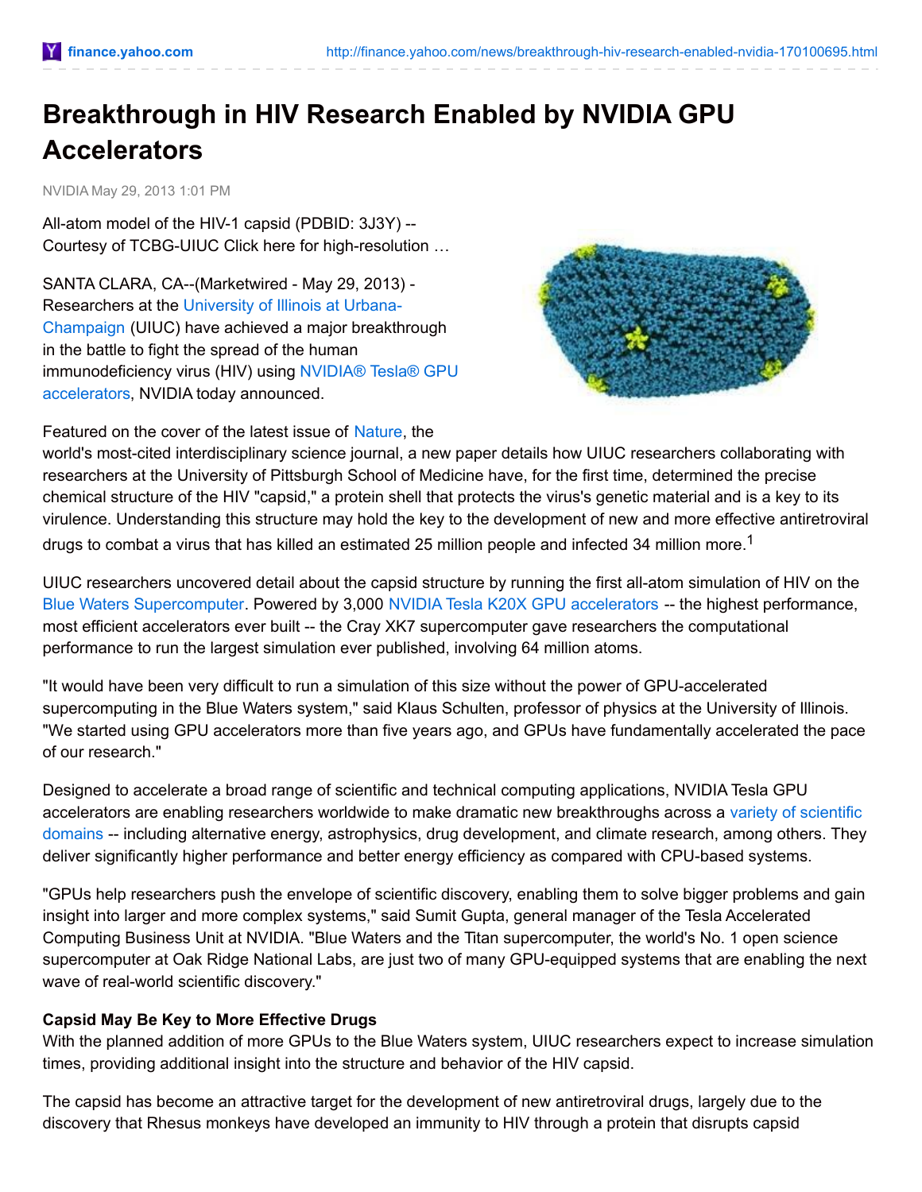# Breakthrough in HIV Research Enabled by NVIDIA GPU Accelerators

NVIDIA May 29, 2013 1:01 PM

All-atom model of the HIV-1 capsid (PDBID: 3J3Y) -- Courtesy of TCBG-UIUC Click here for high-resolution …

SANTA CLARA, CA--(Marketwired - May 29, 2013) - Researchers at the University of Illinois at Urbana-Champaign (UIUC) have achieved a major breakthrough in the battle to fight the spread of the human immunodeficiency virus (HIV) using NVIDIA® Tesla® GPU accelerators, NVIDIA today announced.

Featured on the cover of the latest issue of Nature, the world's most-cited interdisciplinary science journal, a new paper details how UIUC researchers collaborating with researchers at the University of Pittsburgh School of Medicine have, for the first time, determined the precise chemical structure of the HIV "capsid," a protein shell that protects the virus's genetic material and is a key to its virulence. Understanding this structure may hold the key to the development of new and more effective antiretroviral drugs to combat a virus that has killed an estimated 25 million people and infected 34 million more.[1]

UIUC researchers uncovered detail about the capsid structure by running the first all-atom simulation of HIV on the Blue Waters Supercomputer. Powered by 3,000 NVIDIA Tesla K20X GPU accelerators -- the highest performance, most efficient accelerators ever built -- the Cray XK7 supercomputer gave researchers the computational performance to run the largest simulation ever published, involving 64 million atoms.

"It would have been very difficult to run a simulation of this size without the power of GPU-accelerated supercomputing in the Blue Waters system," said Klaus Schulten, professor of physics at the University of Illinois. "We started using GPU accelerators more than five years ago, and GPUs have fundamentally accelerated the pace of our research."

Designed to accelerate a broad range of scientific and technical computing applications, NVIDIA Tesla GPU accelerators are enabling researchers worldwide to make dramatic new breakthroughs across a variety of scientific domains -- including alternative energy, astrophysics, drug development, and climate research, among others. They deliver significantly higher performance and better energy efficiency as compared with CPU-based systems.

"GPUs help researchers push the envelope of scientific discovery, enabling them to solve bigger problems and gain insight into larger and more complex systems," said Sumit Gupta, general manager of the Tesla Accelerated Computing Business Unit at NVIDIA. "Blue Waters and the Titan supercomputer, the world's No. 1 open science supercomputer at Oak Ridge National Labs, are just two of many GPU-equipped systems that are enabling the next wave of real-world scientific discovery."

**Capsid May Be Key to More Effective Drugs**

With the planned addition of more GPUs to the Blue Waters system, UIUC researchers expect to increase simulation times, providing additional insight into the structure and behavior of the HIV capsid.

The capsid has become an attractive target for the development of new antiretroviral drugs, largely due to the discovery that Rhesus monkeys have developed an immunity to HIV through a protein that disrupts capsid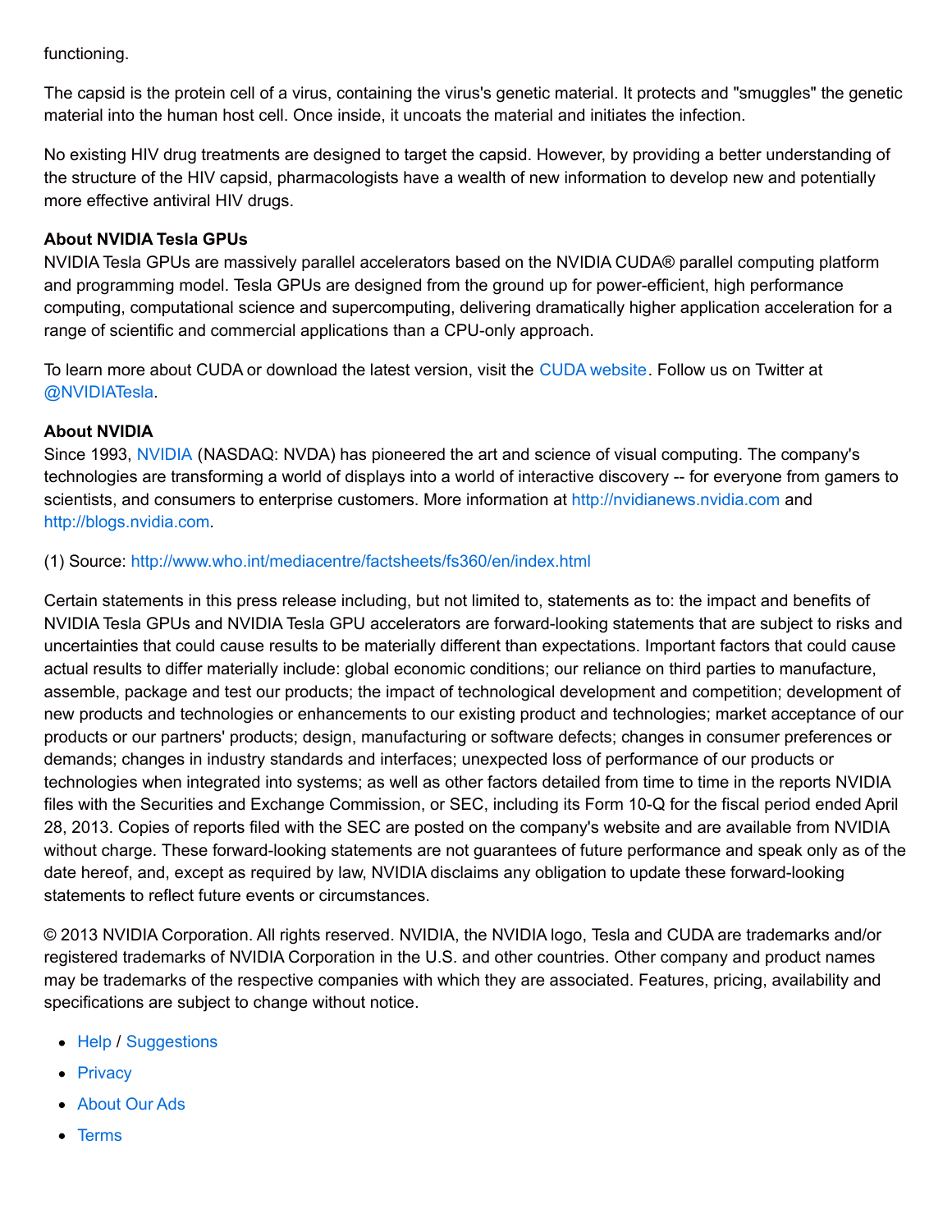functioning.

The capsid is the protein cell of a virus, containing the virus's genetic material. It protects and "smuggles" the genetic material into the human host cell. Once inside, it uncoats the material and initiates the infection.

No existing HIV drug treatments are designed to target the capsid. However, by providing a better understanding of the structure of the HIV capsid, pharmacologists have a wealth of new information to develop new and potentially more effective antiviral HIV drugs.

**About NVIDIA Tesla GPUs**
NVIDIA Tesla GPUs are massively parallel accelerators based on the NVIDIA CUDA® parallel computing platform and programming model. Tesla GPUs are designed from the ground up for power-efficient, high performance computing, computational science and supercomputing, delivering dramatically higher application acceleration for a range of scientific and commercial applications than a CPU-only approach.

To learn more about CUDA or download the latest version, visit the CUDA website. Follow us on Twitter at @NVIDIATesla.

**About NVIDIA**
Since 1993, NVIDIA (NASDAQ: NVDA) has pioneered the art and science of visual computing. The company's technologies are transforming a world of displays into a world of interactive discovery -- for everyone from gamers to scientists, and consumers to enterprise customers. More information at http://nvidianews.nvidia.com and http://blogs.nvidia.com.

(1) Source: http://www.who.int/mediacentre/factsheets/fs360/en/index.html

Certain statements in this press release including, but not limited to, statements as to: the impact and benefits of NVIDIA Tesla GPUs and NVIDIA Tesla GPU accelerators are forward-looking statements that are subject to risks and uncertainties that could cause results to be materially different than expectations. Important factors that could cause actual results to differ materially include: global economic conditions; our reliance on third parties to manufacture, assemble, package and test our products; the impact of technological development and competition; development of new products and technologies or enhancements to our existing product and technologies; market acceptance of our products or our partners' products; design, manufacturing or software defects; changes in consumer preferences or demands; changes in industry standards and interfaces; unexpected loss of performance of our products or technologies when integrated into systems; as well as other factors detailed from time to time in the reports NVIDIA files with the Securities and Exchange Commission, or SEC, including its Form 10-Q for the fiscal period ended April 28, 2013. Copies of reports filed with the SEC are posted on the company's website and are available from NVIDIA without charge. These forward-looking statements are not guarantees of future performance and speak only as of the date hereof, and, except as required by law, NVIDIA disclaims any obligation to update these forward-looking statements to reflect future events or circumstances.

© 2013 NVIDIA Corporation. All rights reserved. NVIDIA, the NVIDIA logo, Tesla and CUDA are trademarks and/or registered trademarks of NVIDIA Corporation in the U.S. and other countries. Other company and product names may be trademarks of the respective companies with which they are associated. Features, pricing, availability and specifications are subject to change without notice.

- Help / Suggestions
- Privacy
- About Our Ads
- Terms